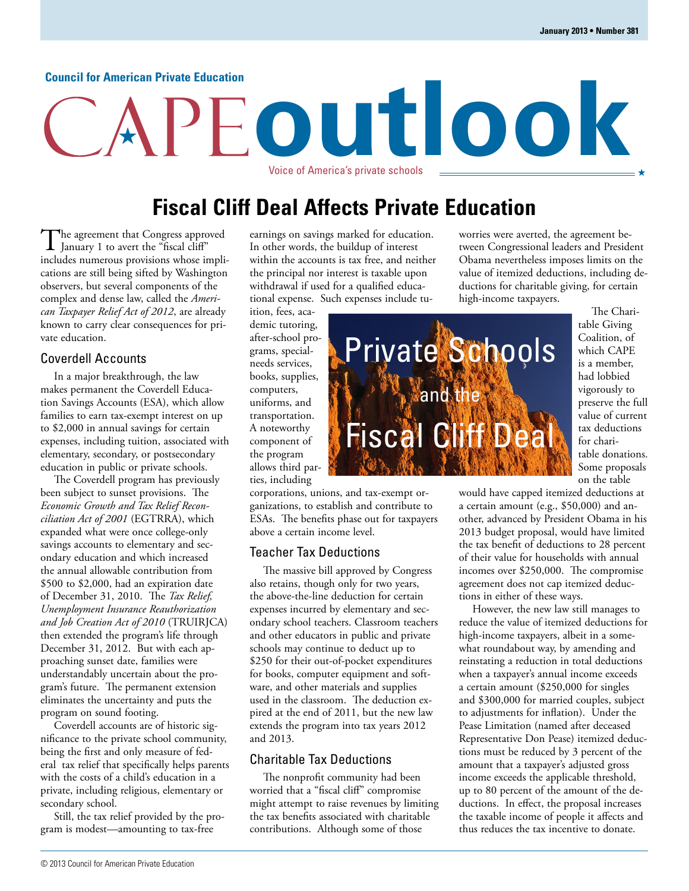Council for American Private Education

# CAPE outlook

Voice of America's private schools

January 2013 • Number 381

## Fiscal Cliff Deal Affects Private Education

The agreement that Congress approved January 1 to avert the "fiscal cliff" includes numerous provisions whose implications are still being sifted by Washington observers, but several components of the complex and dense law, called the *American Taxpayer Relief Act of 2012*, are already known to carry clear consequences for private education.

### Coverdell Accounts

In a major breakthrough, the law makes permanent the Coverdell Education Savings Accounts (ESA), which allow families to earn tax-exempt interest on up to $2,000 in annual savings for certain expenses, including tuition, associated with elementary, secondary, or postsecondary education in public or private schools.

The Coverdell program has previously been subject to sunset provisions. The *Economic Growth and Tax Relief Reconciliation Act of 2001* (EGTRRA), which expanded what were once college-only savings accounts to elementary and secondary education and which increased the annual allowable contribution from $500 to $2,000, had an expiration date of December 31, 2010. The *Tax Relief, Unemployment Insurance Reauthorization and Job Creation Act of 2010* (TRUIRJCA) then extended the program's life through December 31, 2012. But with each approaching sunset date, families were understandably uncertain about the program's future. The permanent extension eliminates the uncertainty and puts the program on sound footing.

Coverdell accounts are of historic significance to the private school community, being the first and only measure of federal tax relief that specifically helps parents with the costs of a child's education in a private, including religious, elementary or secondary school.

Still, the tax relief provided by the program is modest—amounting to tax-free earnings on savings marked for education. In other words, the buildup of interest within the accounts is tax free, and neither the principal nor interest is taxable upon withdrawal if used for a qualified educational expense. Such expenses include tuition, fees, academic tutoring, after-school programs, special-needs services, books, supplies, computers, uniforms, and transportation. A noteworthy component of the program allows third parties, including corporations, unions, and tax-exempt organizations, to establish and contribute to ESAs. The benefits phase out for taxpayers above a certain income level.

Private Schools and the Fiscal Cliff Deal

### Teacher Tax Deductions

The massive bill approved by Congress also retains, though only for two years, the above-the-line deduction for certain expenses incurred by elementary and secondary school teachers. Classroom teachers and other educators in public and private schools may continue to deduct up to $250 for their out-of-pocket expenditures for books, computer equipment and software, and other materials and supplies used in the classroom. The deduction expired at the end of 2011, but the new law extends the program into tax years 2012 and 2013.

### Charitable Tax Deductions

The nonprofit community had been worried that a "fiscal cliff" compromise might attempt to raise revenues by limiting the tax benefits associated with charitable contributions. Although some of those worries were averted, the agreement between Congressional leaders and President Obama nevertheless imposes limits on the value of itemized deductions, including deductions for charitable giving, for certain high-income taxpayers.

The Charitable Giving Coalition, of which CAPE is a member, had lobbied vigorously to preserve the full value of current tax deductions for charitable donations. Some proposals on the table would have capped itemized deductions at a certain amount (e.g., $50,000) and another, advanced by President Obama in his 2013 budget proposal, would have limited the tax benefit of deductions to 28 percent of their value for households with annual incomes over $250,000. The compromise agreement does not cap itemized deductions in either of these ways.

However, the new law still manages to reduce the value of itemized deductions for high-income taxpayers, albeit in a somewhat roundabout way, by amending and reinstating a reduction in total deductions when a taxpayer's annual income exceeds a certain amount ($250,000 for singles and $300,000 for married couples, subject to adjustments for inflation). Under the Pease Limitation (named after deceased Representative Don Pease) itemized deductions must be reduced by 3 percent of the amount that a taxpayer's adjusted gross income exceeds the applicable threshold, up to 80 percent of the amount of the deductions. In effect, the proposal increases the taxable income of people it affects and thus reduces the tax incentive to donate.

© 2013 Council for American Private Education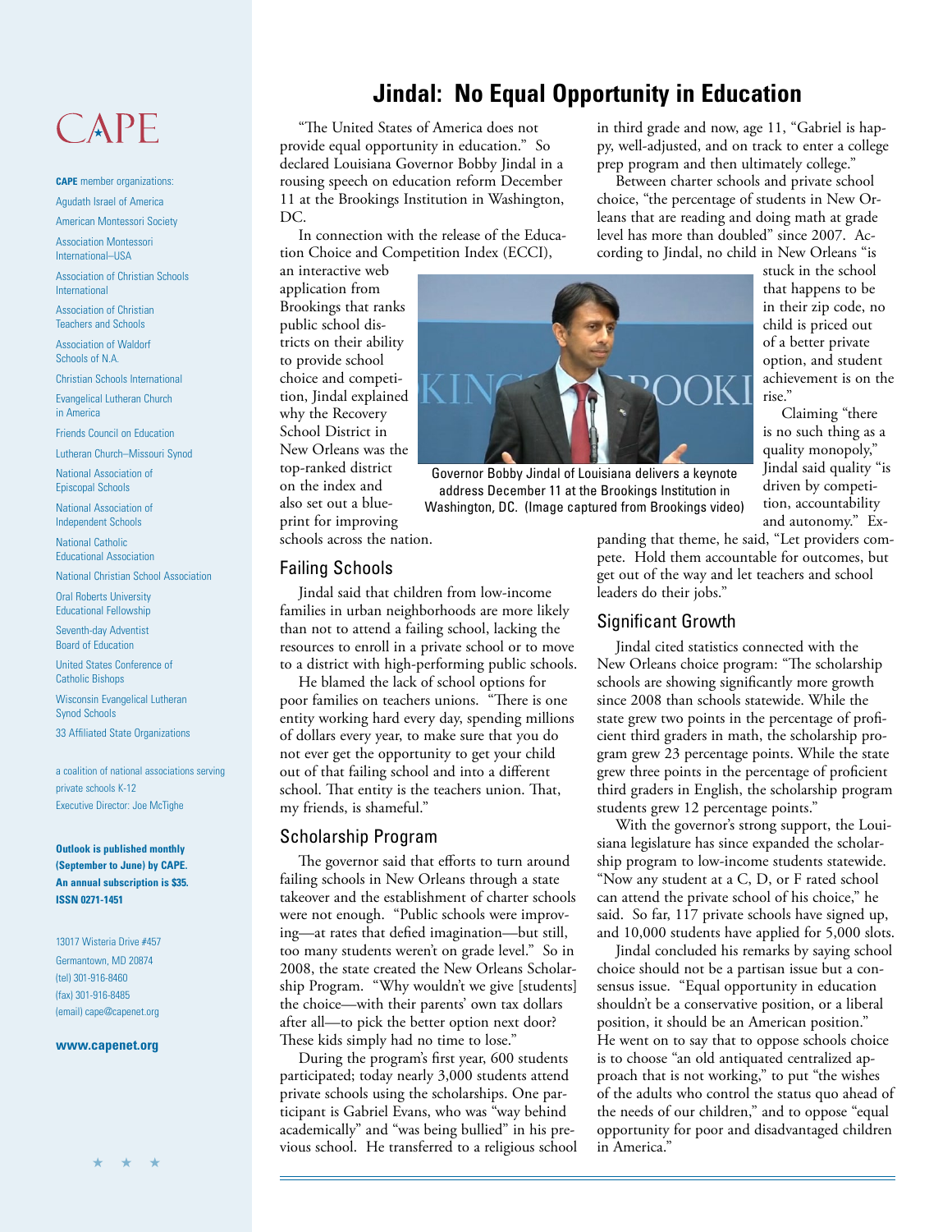# Jindal: No Equal Opportunity in Education

"The United States of America does not provide equal opportunity in education." So declared Louisiana Governor Bobby Jindal in a rousing speech on education reform December 11 at the Brookings Institution in Washington, DC.

In connection with the release of the Education Choice and Competition Index (ECCI), an interactive web application from Brookings that ranks public school districts on their ability to provide school choice and competition, Jindal explained why the Recovery School District in New Orleans was the top-ranked district on the index and also set out a blueprint for improving schools across the nation.

Governor Bobby Jindal of Louisiana delivers a keynote address December 11 at the Brookings Institution in Washington, DC. (Image captured from Brookings video)

## Failing Schools

Jindal said that children from low-income families in urban neighborhoods are more likely than not to attend a failing school, lacking the resources to enroll in a private school or to move to a district with high-performing public schools.

He blamed the lack of school options for poor families on teachers unions. "There is one entity working hard every day, spending millions of dollars every year, to make sure that you do not ever get the opportunity to get your child out of that failing school and into a different school. That entity is the teachers union. That, my friends, is shameful."

## Scholarship Program

The governor said that efforts to turn around failing schools in New Orleans through a state takeover and the establishment of charter schools were not enough. "Public schools were improving—at rates that defied imagination—but still, too many students weren't on grade level." So in 2008, the state created the New Orleans Scholarship Program. "Why wouldn't we give [students] the choice—with their parents' own tax dollars after all—to pick the better option next door? These kids simply had no time to lose."

During the program's first year, 600 students participated; today nearly 3,000 students attend private schools using the scholarships. One participant is Gabriel Evans, who was "way behind academically" and "was being bullied" in his previous school. He transferred to a religious school in third grade and now, age 11, "Gabriel is happy, well-adjusted, and on track to enter a college prep program and then ultimately college."

Between charter schools and private school choice, "the percentage of students in New Orleans that are reading and doing math at grade level has more than doubled" since 2007. According to Jindal, no child in New Orleans "is stuck in the school that happens to be in their zip code, no child is priced out of a better private option, and student achievement is on the rise."

Claiming "there is no such thing as a quality monopoly," Jindal said quality "is driven by competition, accountability and autonomy." Expanding that theme, he said, "Let providers compete. Hold them accountable for outcomes, but get out of the way and let teachers and school leaders do their jobs."

## Significant Growth

Jindal cited statistics connected with the New Orleans choice program: "The scholarship schools are showing significantly more growth since 2008 than schools statewide. While the state grew two points in the percentage of proficient third graders in math, the scholarship program grew 23 percentage points. While the state grew three points in the percentage of proficient third graders in English, the scholarship program students grew 12 percentage points."

With the governor's strong support, the Louisiana legislature has since expanded the scholarship program to low-income students statewide. "Now any student at a C, D, or F rated school can attend the private school of his choice," he said. So far, 117 private schools have signed up, and 10,000 students have applied for 5,000 slots.

Jindal concluded his remarks by saying school choice should not be a partisan issue but a consensus issue. "Equal opportunity in education shouldn't be a conservative position, or a liberal position, it should be an American position." He went on to say that to oppose schools choice is to choose "an old antiquated centralized approach that is not working," to put "the wishes of the adults who control the status quo ahead of the needs of our children," and to oppose "equal opportunity for poor and disadvantaged children in America."

---

CAPE

**CAPE** member organizations:

Agudath Israel of America
American Montessori Society
Association Montessori International–USA
Association of Christian Schools International
Association of Christian Teachers and Schools
Association of Waldorf Schools of N.A.
Christian Schools International
Evangelical Lutheran Church in America
Friends Council on Education
Lutheran Church–Missouri Synod
National Association of Episcopal Schools
National Association of Independent Schools
National Catholic Educational Association
National Christian School Association
Oral Roberts University Educational Fellowship
Seventh-day Adventist Board of Education
United States Conference of Catholic Bishops
Wisconsin Evangelical Lutheran Synod Schools
33 Affiliated State Organizations

a coalition of national associations serving private schools K-12
Executive Director: Joe McTighe

**Outlook is published monthly (September to June) by CAPE. An annual subscription is $35. ISSN 0271-1451**

13017 Wisteria Drive #457
Germantown, MD 20874
(tel) 301-916-8460
(fax) 301-916-8485
(email) cape@capenet.org

**www.capenet.org**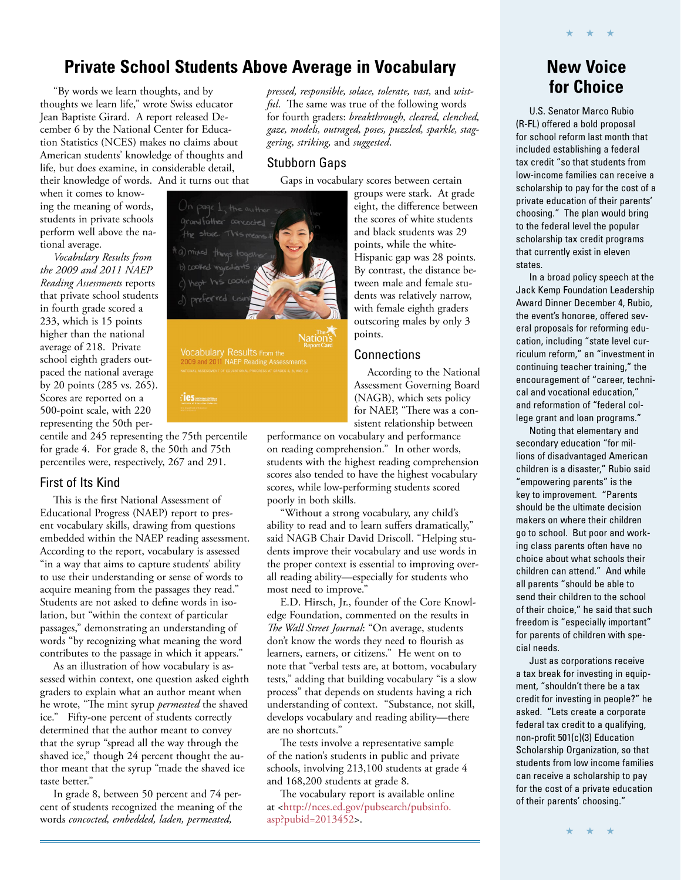## Private School Students Above Average in Vocabulary

"By words we learn thoughts, and by thoughts we learn life," wrote Swiss educator Jean Baptiste Girard. A report released December 6 by the National Center for Education Statistics (NCES) makes no claims about American students' knowledge of thoughts and life, but does examine, in considerable detail, their knowledge of words. And it turns out that when it comes to knowing the meaning of words, students in private schools perform well above the national average.

*Vocabulary Results from the 2009 and 2011 NAEP Reading Assessments* reports that private school students in fourth grade scored a 233, which is 15 points higher than the national average of 218. Private school eighth graders outpaced the national average by 20 points (285 vs. 265). Scores are reported on a 500-point scale, with 220 representing the 50th percentile and 245 representing the 75th percentile for grade 4. For grade 8, the 50th and 75th percentiles were, respectively, 267 and 291.

### First of Its Kind

This is the first National Assessment of Educational Progress (NAEP) report to present vocabulary skills, drawing from questions embedded within the NAEP reading assessment. According to the report, vocabulary is assessed "in a way that aims to capture students' ability to use their understanding or sense of words to acquire meaning from the passages they read." Students are not asked to define words in isolation, but "within the context of particular passages," demonstrating an understanding of words "by recognizing what meaning the word contributes to the passage in which it appears."

As an illustration of how vocabulary is assessed within context, one question asked eighth graders to explain what an author meant when he wrote, "The mint syrup *permeated* the shaved ice." Fifty-one percent of students correctly determined that the author meant to convey that the syrup "spread all the way through the shaved ice," though 24 percent thought the author meant that the syrup "made the shaved ice taste better."

In grade 8, between 50 percent and 74 percent of students recognized the meaning of the words *concocted, embedded, laden, permeated, pressed, responsible, solace, tolerate, vast,* and *wistful*. The same was true of the following words for fourth graders: *breakthrough, cleared, clenched, gaze, models, outraged, poses, puzzled, sparkle, staggering, striking,* and *suggested*.

### Stubborn Gaps

Gaps in vocabulary scores between certain groups were stark. At grade eight, the difference between the scores of white students and black students was 29 points, while the white-Hispanic gap was 28 points. By contrast, the distance between male and female students was relatively narrow, with female eighth graders outscoring males by only 3 points.

### Connections

According to the National Assessment Governing Board (NAGB), which sets policy for NAEP, "There was a consistent relationship between performance on vocabulary and performance on reading comprehension." In other words, students with the highest reading comprehension scores also tended to have the highest vocabulary scores, while low-performing students scored poorly in both skills.

"Without a strong vocabulary, any child's ability to read and to learn suffers dramatically," said NAGB Chair David Driscoll. "Helping students improve their vocabulary and use words in the proper context is essential to improving overall reading ability—especially for students who most need to improve."

E.D. Hirsch, Jr., founder of the Core Knowledge Foundation, commented on the results in *The Wall Street Journal*: "On average, students don't know the words they need to flourish as learners, earners, or citizens." He went on to note that "verbal tests are, at bottom, vocabulary tests," adding that building vocabulary "is a slow process" that depends on students having a rich understanding of context. "Substance, not skill, develops vocabulary and reading ability—there are no shortcuts."

The tests involve a representative sample of the nation's students in public and private schools, involving 213,100 students at grade 4 and 168,200 students at grade 8.

The vocabulary report is available online at <http://nces.ed.gov/pubsearch/pubsinfo.asp?pubid=2013452>.

## New Voice for Choice

U.S. Senator Marco Rubio (R-FL) offered a bold proposal for school reform last month that included establishing a federal tax credit "so that students from low-income families can receive a scholarship to pay for the cost of a private education of their parents' choosing." The plan would bring to the federal level the popular scholarship tax credit programs that currently exist in eleven states.

In a broad policy speech at the Jack Kemp Foundation Leadership Award Dinner December 4, Rubio, the event's honoree, offered several proposals for reforming education, including "state level curriculum reform," an "investment in continuing teacher training," the encouragement of "career, technical and vocational education," and reformation of "federal college grant and loan programs."

Noting that elementary and secondary education "for millions of disadvantaged American children is a disaster," Rubio said "empowering parents" is the key to improvement. "Parents should be the ultimate decision makers on where their children go to school. But poor and working class parents often have no choice about what schools their children can attend." And while all parents "should be able to send their children to the school of their choice," he said that such freedom is "especially important" for parents of children with special needs.

Just as corporations receive a tax break for investing in equipment, "shouldn't there be a tax credit for investing in people?" he asked. "Lets create a corporate federal tax credit to a qualifying, non-profit 501(c)(3) Education Scholarship Organization, so that students from low income families can receive a scholarship to pay for the cost of a private education of their parents' choosing."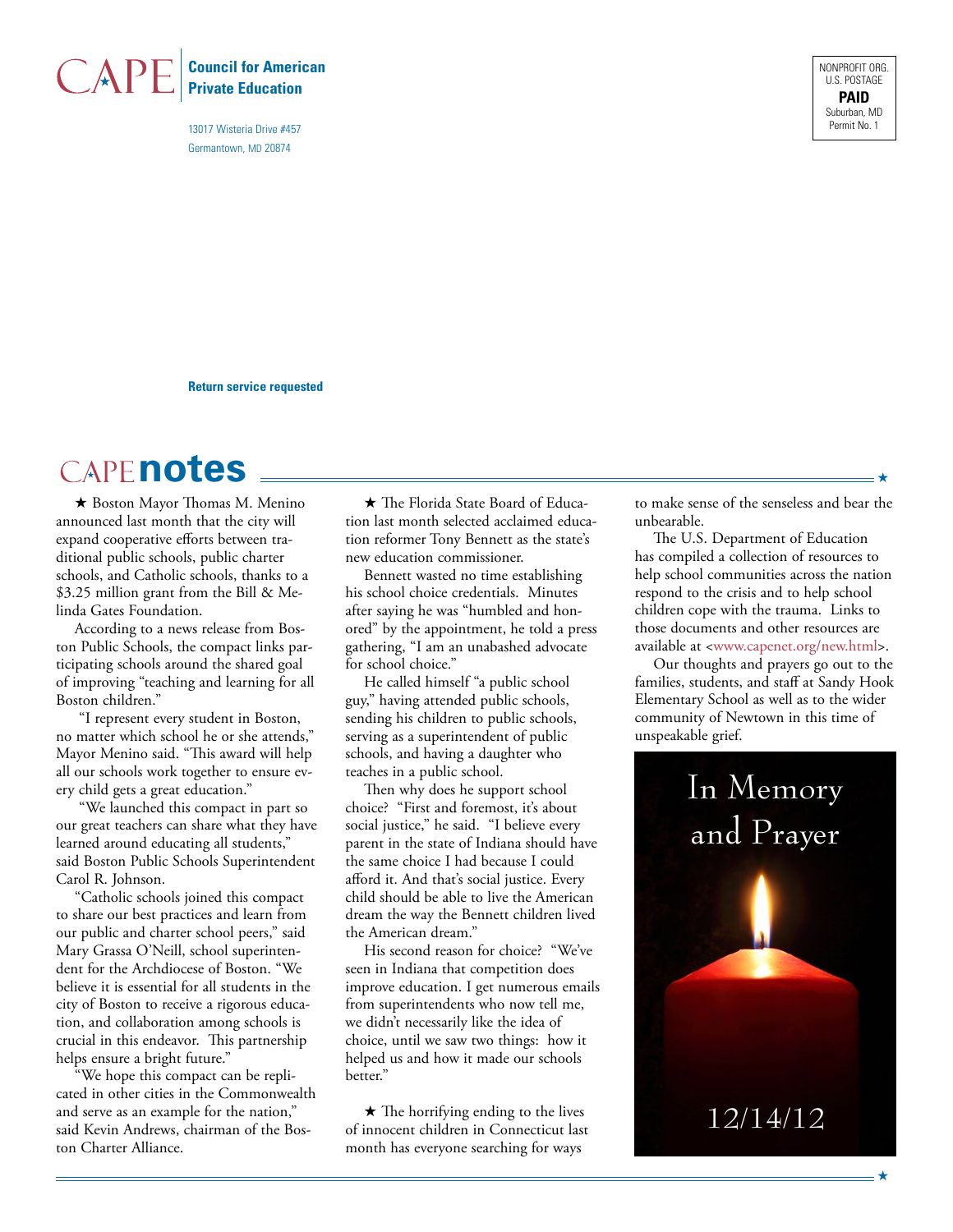CAPE Council for American Private Education

13017 Wisteria Drive #457
Germantown, MD 20874

NONPROFIT ORG.
U.S. POSTAGE
**PAID**
Suburban, MD
Permit No. 1

**Return service requested**

# CAPE notes

★ Boston Mayor Thomas M. Menino announced last month that the city will expand cooperative efforts between traditional public schools, public charter schools, and Catholic schools, thanks to a $3.25 million grant from the Bill & Melinda Gates Foundation.

According to a news release from Boston Public Schools, the compact links participating schools around the shared goal of improving "teaching and learning for all Boston children."

"I represent every student in Boston, no matter which school he or she attends," Mayor Menino said. "This award will help all our schools work together to ensure every child gets a great education."

"We launched this compact in part so our great teachers can share what they have learned around educating all students," said Boston Public Schools Superintendent Carol R. Johnson.

"Catholic schools joined this compact to share our best practices and learn from our public and charter school peers," said Mary Grassa O'Neill, school superintendent for the Archdiocese of Boston. "We believe it is essential for all students in the city of Boston to receive a rigorous education, and collaboration among schools is crucial in this endeavor. This partnership helps ensure a bright future."

"We hope this compact can be replicated in other cities in the Commonwealth and serve as an example for the nation," said Kevin Andrews, chairman of the Boston Charter Alliance.

★ The Florida State Board of Education last month selected acclaimed education reformer Tony Bennett as the state's new education commissioner.

Bennett wasted no time establishing his school choice credentials. Minutes after saying he was "humbled and honored" by the appointment, he told a press gathering, "I am an unabashed advocate for school choice."

He called himself "a public school guy," having attended public schools, sending his children to public schools, serving as a superintendent of public schools, and having a daughter who teaches in a public school.

Then why does he support school choice? "First and foremost, it's about social justice," he said. "I believe every parent in the state of Indiana should have the same choice I had because I could afford it. And that's social justice. Every child should be able to live the American dream the way the Bennett children lived the American dream."

His second reason for choice? "We've seen in Indiana that competition does improve education. I get numerous emails from superintendents who now tell me, we didn't necessarily like the idea of choice, until we saw two things: how it helped us and how it made our schools better."

★ The horrifying ending to the lives of innocent children in Connecticut last month has everyone searching for ways to make sense of the senseless and bear the unbearable.

The U.S. Department of Education has compiled a collection of resources to help school communities across the nation respond to the crisis and to help school children cope with the trauma. Links to those documents and other resources are available at <www.capenet.org/new.html>.

Our thoughts and prayers go out to the families, students, and staff at Sandy Hook Elementary School as well as to the wider community of Newtown in this time of unspeakable grief.

In Memory and Prayer

12/14/12